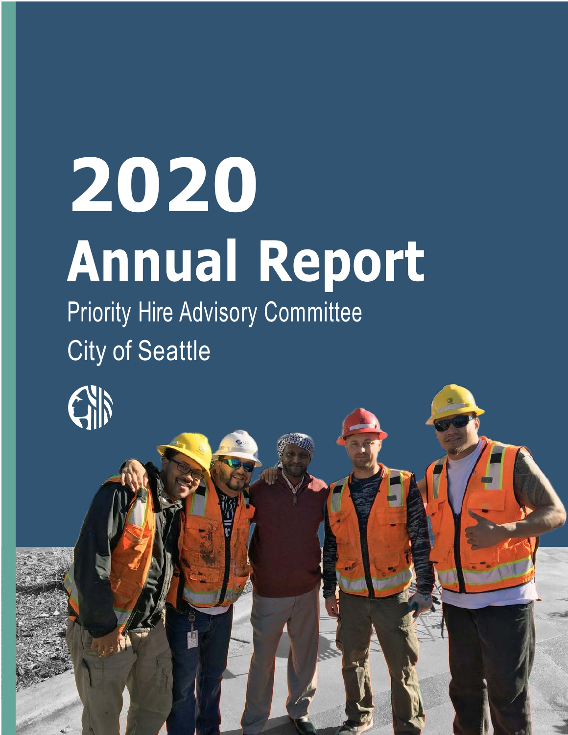# 2020 Annual Report

Priority Hire Advisory Committee

City of Seattle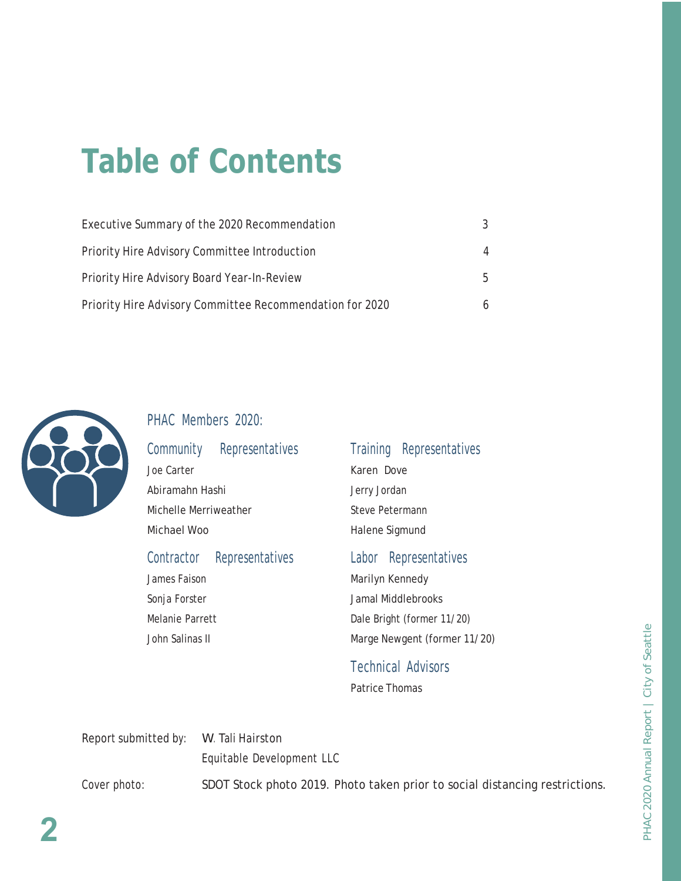# Table of Contents

| | |
|---|---|
| Executive Summary of the 2020 Recommendation | 3 |
| Priority Hire Advisory Committee Introduction | 4 |
| Priority Hire Advisory Board Year-In-Review | 5 |
| Priority Hire Advisory Committee Recommendation for 2020 | 6 |

## PHAC Members 2020:

### Community Representatives

Joe Carter
Abiramahn Hashi
Michelle Merriweather
Michael Woo

### Contractor Representatives

James Faison
Sonja Forster
Melanie Parrett
John Salinas II

### Training Representatives

Karen Dove
Jerry Jordan
Steve Petermann
Halene Sigmund

### Labor Representatives

Marilyn Kennedy
Jamal Middlebrooks
Dale Bright (former 11/20)
Marge Newgent (former 11/20)

### Technical Advisors

Patrice Thomas

Report submitted by: W. Tali Hairston
Equitable Development LLC

Cover photo: SDOT Stock photo 2019. Photo taken prior to social distancing restrictions.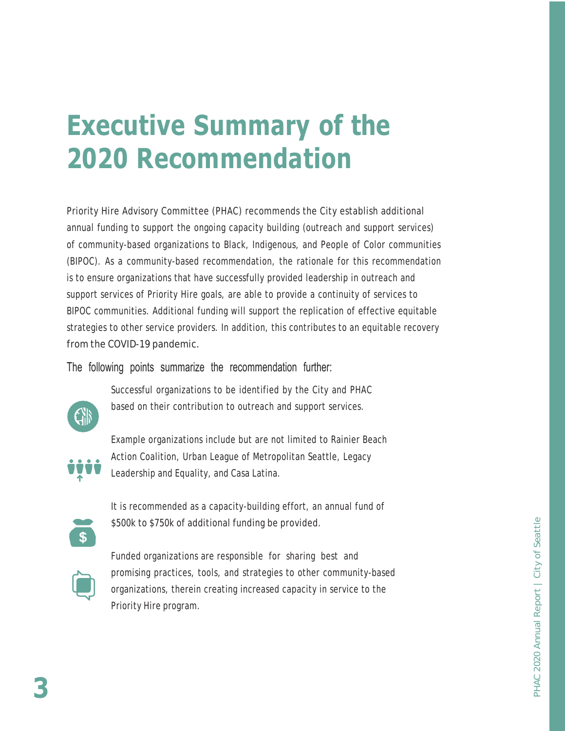# Executive Summary of the 2020 Recommendation

Priority Hire Advisory Committee (PHAC) recommends the City establish additional annual funding to support the ongoing capacity building (outreach and support services) of community-based organizations to Black, Indigenous, and People of Color communities (BIPOC). As a community-based recommendation, the rationale for this recommendation is to ensure organizations that have successfully provided leadership in outreach and support services of Priority Hire goals, are able to provide a continuity of services to BIPOC communities. Additional funding will support the replication of effective equitable strategies to other service providers. In addition, this contributes to an equitable recovery from the COVID-19 pandemic.

The following points summarize the recommendation further:

- Successful organizations to be identified by the City and PHAC based on their contribution to outreach and support services.
- Example organizations include but are not limited to Rainier Beach Action Coalition, Urban League of Metropolitan Seattle, Legacy Leadership and Equality, and Casa Latina.
- It is recommended as a capacity-building effort, an annual fund of $500k to $750k of additional funding be provided.
- Funded organizations are responsible for sharing best and promising practices, tools, and strategies to other community-based organizations, therein creating increased capacity in service to the Priority Hire program.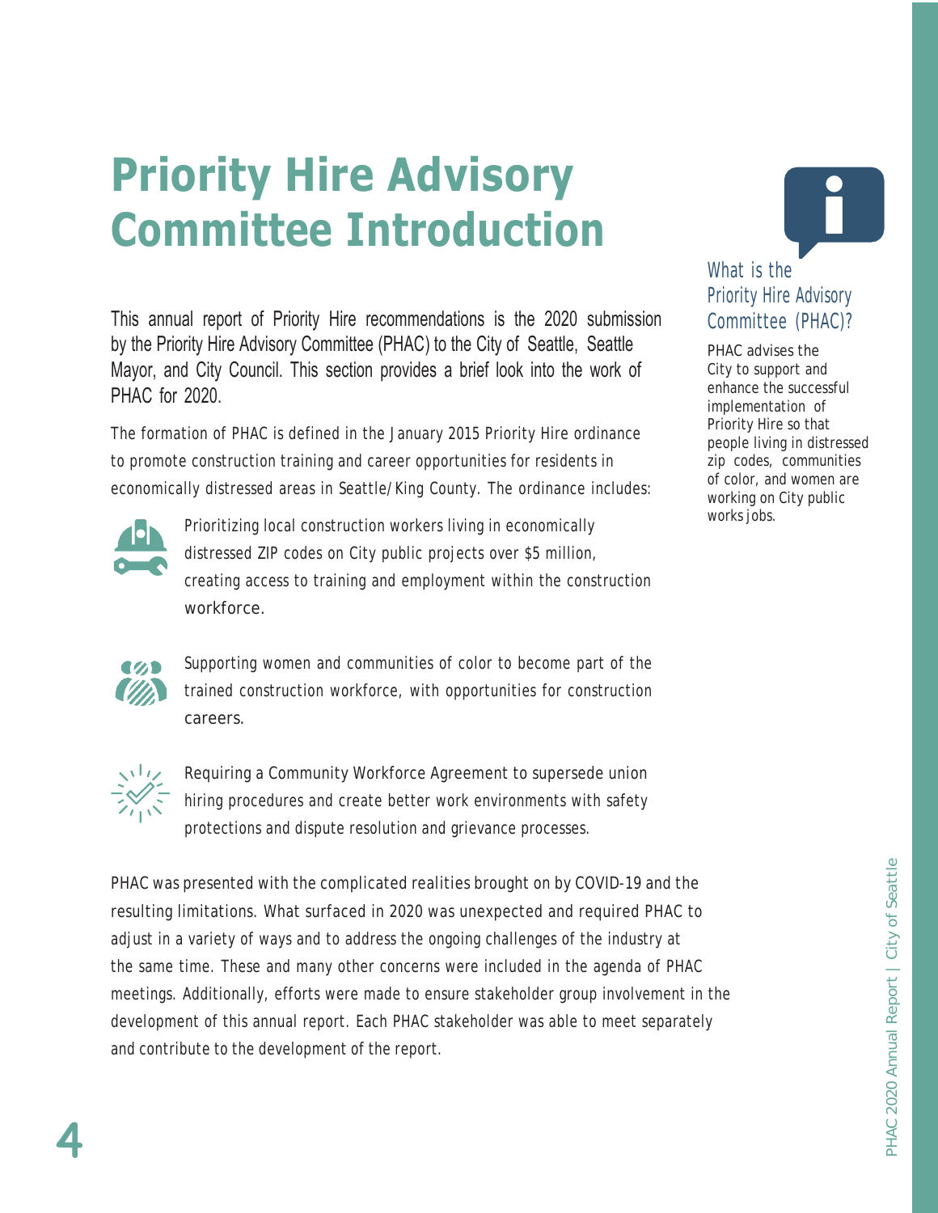# Priority Hire Advisory Committee Introduction

This annual report of Priority Hire recommendations is the 2020 submission by the Priority Hire Advisory Committee (PHAC) to the City of Seattle, Seattle Mayor, and City Council. This section provides a brief look into the work of PHAC for 2020.

The formation of PHAC is defined in the January 2015 Priority Hire ordinance to promote construction training and career opportunities for residents in economically distressed areas in Seattle/King County. The ordinance includes:

- Prioritizing local construction workers living in economically distressed ZIP codes on City public projects over $5 million, creating access to training and employment within the construction workforce.
- Supporting women and communities of color to become part of the trained construction workforce, with opportunities for construction careers.
- Requiring a Community Workforce Agreement to supersede union hiring procedures and create better work environments with safety protections and dispute resolution and grievance processes.

PHAC was presented with the complicated realities brought on by COVID-19 and the resulting limitations. What surfaced in 2020 was unexpected and required PHAC to adjust in a variety of ways and to address the ongoing challenges of the industry at the same time. These and many other concerns were included in the agenda of PHAC meetings. Additionally, efforts were made to ensure stakeholder group involvement in the development of this annual report. Each PHAC stakeholder was able to meet separately and contribute to the development of the report.

### What is the Priority Hire Advisory Committee (PHAC)?

PHAC advises the City to support and enhance the successful implementation of Priority Hire so that people living in distressed zip codes, communities of color, and women are working on City public works jobs.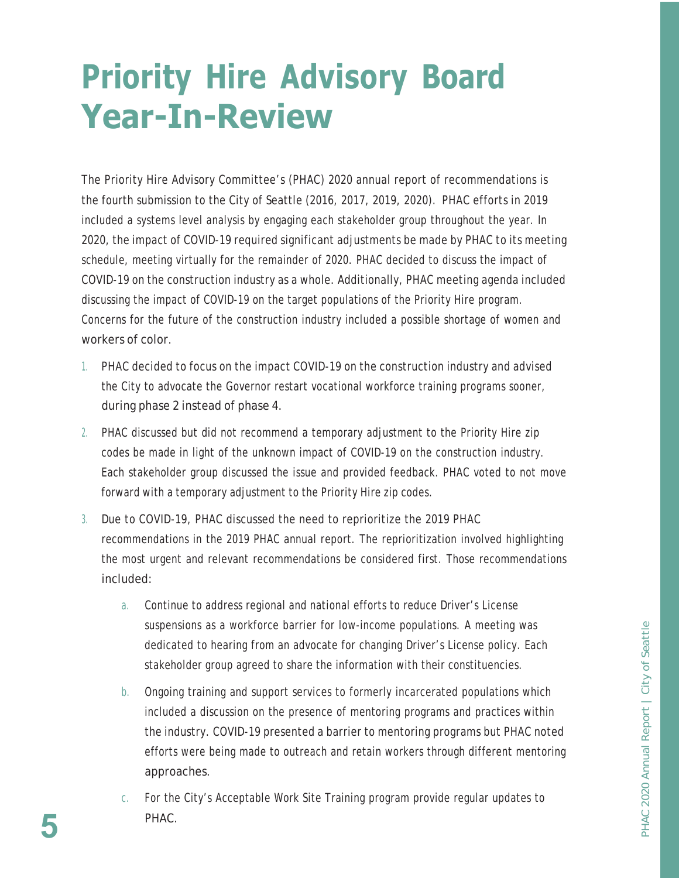# Priority Hire Advisory Board Year-In-Review

The Priority Hire Advisory Committee's (PHAC) 2020 annual report of recommendations is the fourth submission to the City of Seattle (2016, 2017, 2019, 2020). PHAC efforts in 2019 included a systems level analysis by engaging each stakeholder group throughout the year. In 2020, the impact of COVID-19 required significant adjustments be made by PHAC to its meeting schedule, meeting virtually for the remainder of 2020. PHAC decided to discuss the impact of COVID-19 on the construction industry as a whole. Additionally, PHAC meeting agenda included discussing the impact of COVID-19 on the target populations of the Priority Hire program. Concerns for the future of the construction industry included a possible shortage of women and workers of color.

1. PHAC decided to focus on the impact COVID-19 on the construction industry and advised the City to advocate the Governor restart vocational workforce training programs sooner, during phase 2 instead of phase 4.
2. PHAC discussed but did not recommend a temporary adjustment to the Priority Hire zip codes be made in light of the unknown impact of COVID-19 on the construction industry. Each stakeholder group discussed the issue and provided feedback. PHAC voted to not move forward with a temporary adjustment to the Priority Hire zip codes.
3. Due to COVID-19, PHAC discussed the need to reprioritize the 2019 PHAC recommendations in the 2019 PHAC annual report. The reprioritization involved highlighting the most urgent and relevant recommendations be considered first. Those recommendations included:
    a. Continue to address regional and national efforts to reduce Driver's License suspensions as a workforce barrier for low-income populations. A meeting was dedicated to hearing from an advocate for changing Driver's License policy. Each stakeholder group agreed to share the information with their constituencies.
    b. Ongoing training and support services to formerly incarcerated populations which included a discussion on the presence of mentoring programs and practices within the industry. COVID-19 presented a barrier to mentoring programs but PHAC noted efforts were being made to outreach and retain workers through different mentoring approaches.
    c. For the City's Acceptable Work Site Training program provide regular updates to PHAC.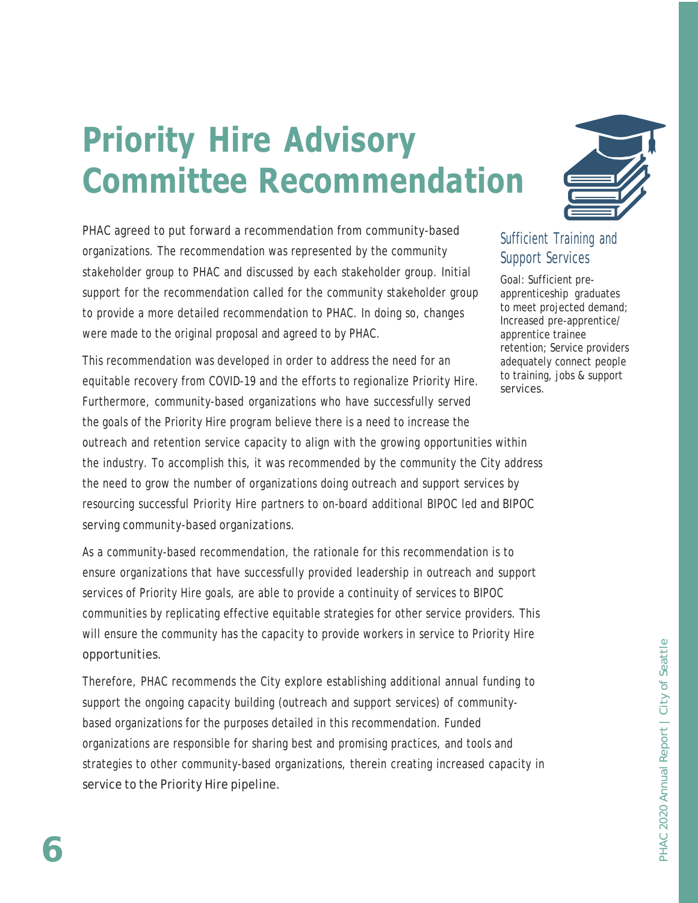# Priority Hire Advisory Committee Recommendation

PHAC agreed to put forward a recommendation from community-based organizations. The recommendation was represented by the community stakeholder group to PHAC and discussed by each stakeholder group. Initial support for the recommendation called for the community stakeholder group to provide a more detailed recommendation to PHAC. In doing so, changes were made to the original proposal and agreed to by PHAC.

This recommendation was developed in order to address the need for an equitable recovery from COVID-19 and the efforts to regionalize Priority Hire. Furthermore, community-based organizations who have successfully served the goals of the Priority Hire program believe there is a need to increase the outreach and retention service capacity to align with the growing opportunities within the industry. To accomplish this, it was recommended by the community the City address the need to grow the number of organizations doing outreach and support services by resourcing successful Priority Hire partners to on-board additional BIPOC led and BIPOC serving community-based organizations.

As a community-based recommendation, the rationale for this recommendation is to ensure organizations that have successfully provided leadership in outreach and support services of Priority Hire goals, are able to provide a continuity of services to BIPOC communities by replicating effective equitable strategies for other service providers. This will ensure the community has the capacity to provide workers in service to Priority Hire opportunities.

Therefore, PHAC recommends the City explore establishing additional annual funding to support the ongoing capacity building (outreach and support services) of community-based organizations for the purposes detailed in this recommendation. Funded organizations are responsible for sharing best and promising practices, and tools and strategies to other community-based organizations, therein creating increased capacity in service to the Priority Hire pipeline.

## Sufficient Training and Support Services

Goal: Sufficient pre-apprenticeship graduates to meet projected demand; Increased pre-apprentice/apprentice trainee retention; Service providers adequately connect people to training, jobs & support services.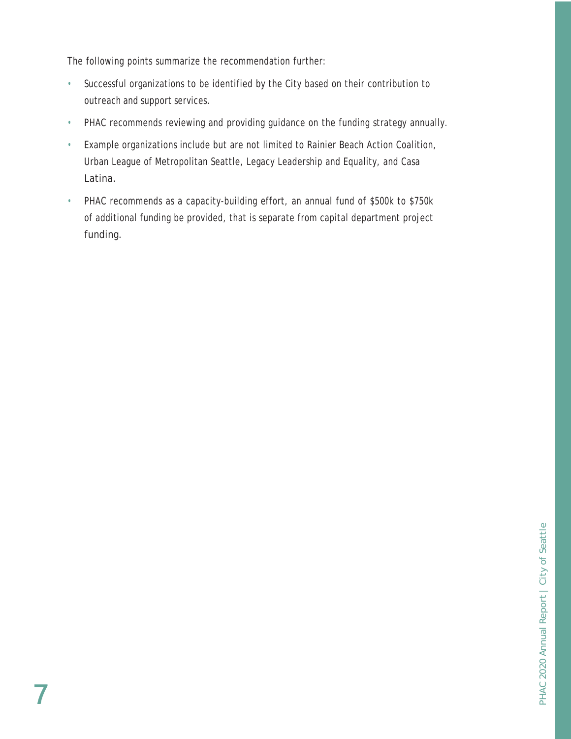The following points summarize the recommendation further:

- Successful organizations to be identified by the City based on their contribution to outreach and support services.
- PHAC recommends reviewing and providing guidance on the funding strategy annually.
- Example organizations include but are not limited to Rainier Beach Action Coalition, Urban League of Metropolitan Seattle, Legacy Leadership and Equality, and Casa Latina.
- PHAC recommends as a capacity-building effort, an annual fund of $500k to $750k of additional funding be provided, that is separate from capital department project funding.